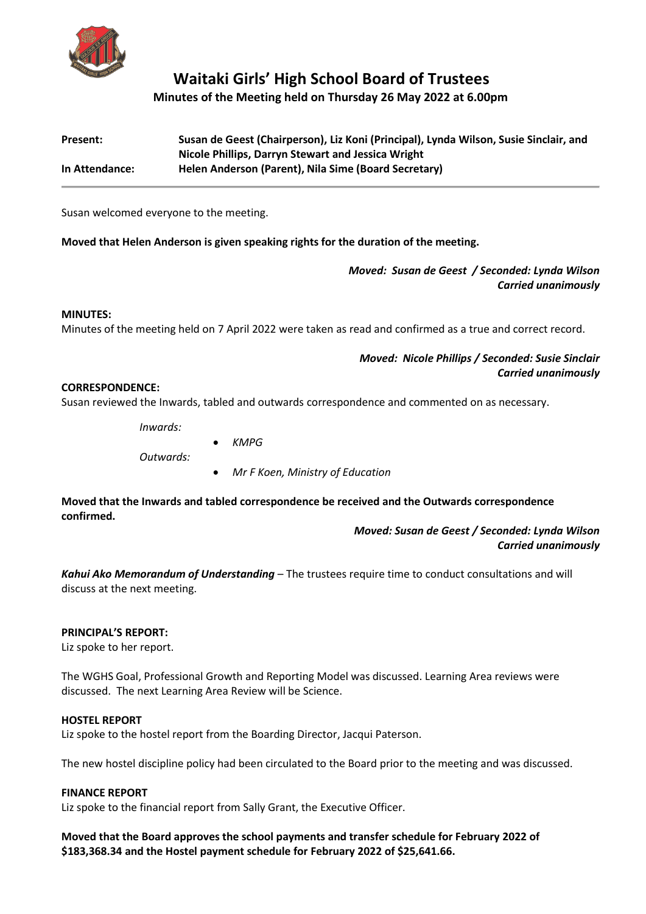# Waitaki Girls' High School Board of Trustees

**Minutes of the Meeting held on Thursday 26 May 2022 at 6.00pm**

| | |
|---|---|
| **Present:** | **Susan de Geest (Chairperson), Liz Koni (Principal), Lynda Wilson, Susie Sinclair, and Nicole Phillips, Darryn Stewart and Jessica Wright** |
| **In Attendance:** | **Helen Anderson (Parent), Nila Sime (Board Secretary)** |

Susan welcomed everyone to the meeting.

**Moved that Helen Anderson is given speaking rights for the duration of the meeting.**

***Moved: Susan de Geest / Seconded: Lynda Wilson***
***Carried unanimously***

**MINUTES:**

Minutes of the meeting held on 7 April 2022 were taken as read and confirmed as a true and correct record.

***Moved: Nicole Phillips / Seconded: Susie Sinclair***
***Carried unanimously***

**CORRESPONDENCE:**

Susan reviewed the Inwards, tabled and outwards correspondence and commented on as necessary.

*Inwards:*

- *KMPG*

*Outwards:*

- *Mr F Koen, Ministry of Education*

**Moved that the Inwards and tabled correspondence be received and the Outwards correspondence confirmed.**

***Moved: Susan de Geest / Seconded: Lynda Wilson***
***Carried unanimously***

***Kahui Ako Memorandum of Understanding*** – The trustees require time to conduct consultations and will discuss at the next meeting.

**PRINCIPAL'S REPORT:**

Liz spoke to her report.

The WGHS Goal, Professional Growth and Reporting Model was discussed. Learning Area reviews were discussed. The next Learning Area Review will be Science.

**HOSTEL REPORT**

Liz spoke to the hostel report from the Boarding Director, Jacqui Paterson.

The new hostel discipline policy had been circulated to the Board prior to the meeting and was discussed.

**FINANCE REPORT**

Liz spoke to the financial report from Sally Grant, the Executive Officer.

**Moved that the Board approves the school payments and transfer schedule for February 2022 of $183,368.34 and the Hostel payment schedule for February 2022 of $25,641.66.**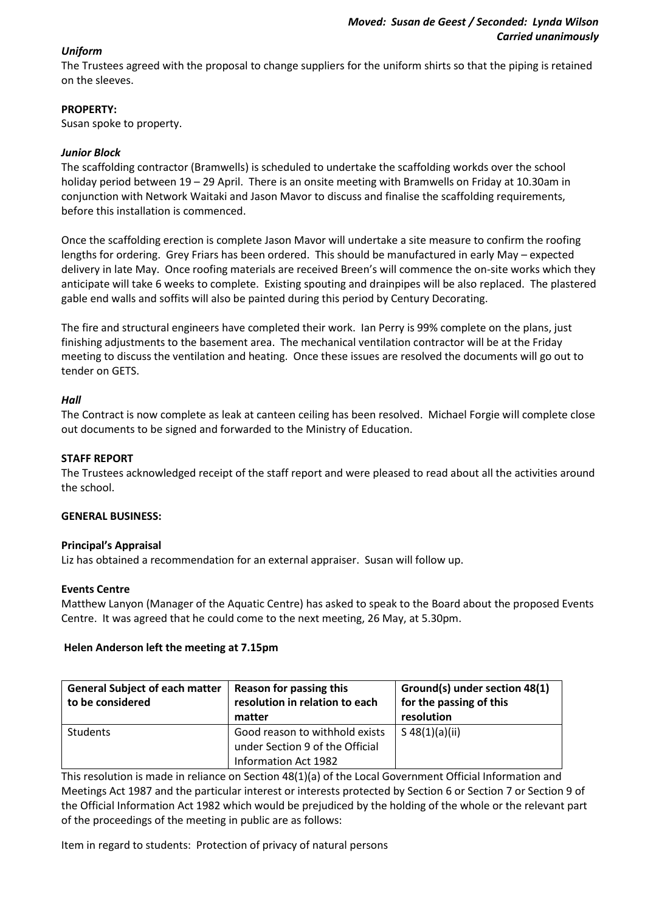***Moved: Susan de Geest / Seconded: Lynda Wilson***
***Carried unanimously***

***Uniform***

The Trustees agreed with the proposal to change suppliers for the uniform shirts so that the piping is retained on the sleeves.

**PROPERTY:**

Susan spoke to property.

***Junior Block***

The scaffolding contractor (Bramwells) is scheduled to undertake the scaffolding workds over the school holiday period between 19 – 29 April. There is an onsite meeting with Bramwells on Friday at 10.30am in conjunction with Network Waitaki and Jason Mavor to discuss and finalise the scaffolding requirements, before this installation is commenced.

Once the scaffolding erection is complete Jason Mavor will undertake a site measure to confirm the roofing lengths for ordering. Grey Friars has been ordered. This should be manufactured in early May – expected delivery in late May. Once roofing materials are received Breen's will commence the on-site works which they anticipate will take 6 weeks to complete. Existing spouting and drainpipes will be also replaced. The plastered gable end walls and soffits will also be painted during this period by Century Decorating.

The fire and structural engineers have completed their work. Ian Perry is 99% complete on the plans, just finishing adjustments to the basement area. The mechanical ventilation contractor will be at the Friday meeting to discuss the ventilation and heating. Once these issues are resolved the documents will go out to tender on GETS.

***Hall***

The Contract is now complete as leak at canteen ceiling has been resolved. Michael Forgie will complete close out documents to be signed and forwarded to the Ministry of Education.

**STAFF REPORT**

The Trustees acknowledged receipt of the staff report and were pleased to read about all the activities around the school.

**GENERAL BUSINESS:**

**Principal's Appraisal**

Liz has obtained a recommendation for an external appraiser. Susan will follow up.

**Events Centre**

Matthew Lanyon (Manager of the Aquatic Centre) has asked to speak to the Board about the proposed Events Centre. It was agreed that he could come to the next meeting, 26 May, at 5.30pm.

**Helen Anderson left the meeting at 7.15pm**

| General Subject of each matter to be considered | Reason for passing this resolution in relation to each matter | Ground(s) under section 48(1) for the passing of this resolution |
|---|---|---|
| Students | Good reason to withhold exists under Section 9 of the Official Information Act 1982 | S 48(1)(a)(ii) |

This resolution is made in reliance on Section 48(1)(a) of the Local Government Official Information and Meetings Act 1987 and the particular interest or interests protected by Section 6 or Section 7 or Section 9 of the Official Information Act 1982 which would be prejudiced by the holding of the whole or the relevant part of the proceedings of the meeting in public are as follows:

Item in regard to students: Protection of privacy of natural persons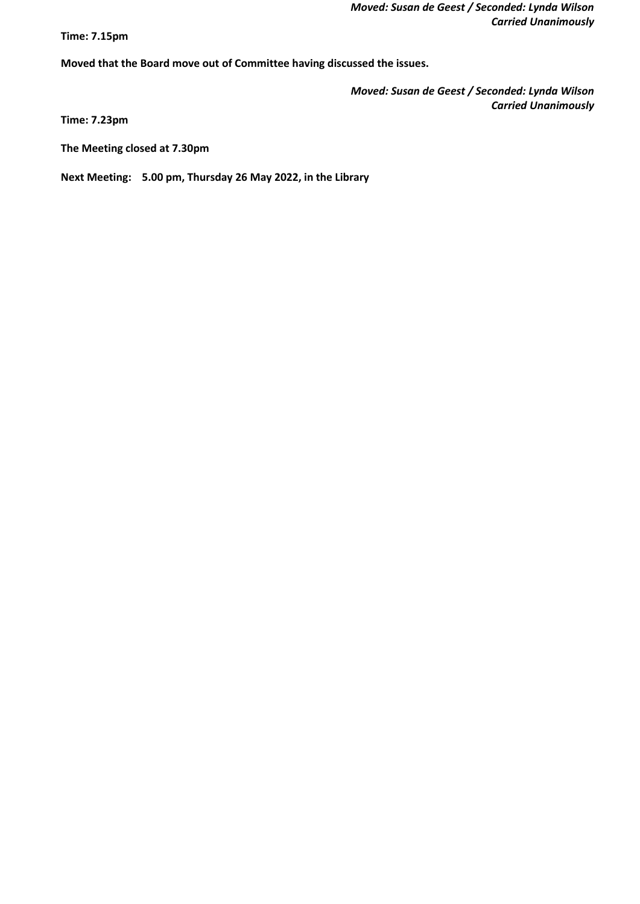*Moved: Susan de Geest / Seconded: Lynda Wilson*
*Carried Unanimously*

**Time: 7.15pm**

**Moved that the Board move out of Committee having discussed the issues.**

*Moved: Susan de Geest / Seconded: Lynda Wilson*
*Carried Unanimously*

**Time: 7.23pm**

**The Meeting closed at 7.30pm**

**Next Meeting: 5.00 pm, Thursday 26 May 2022, in the Library**